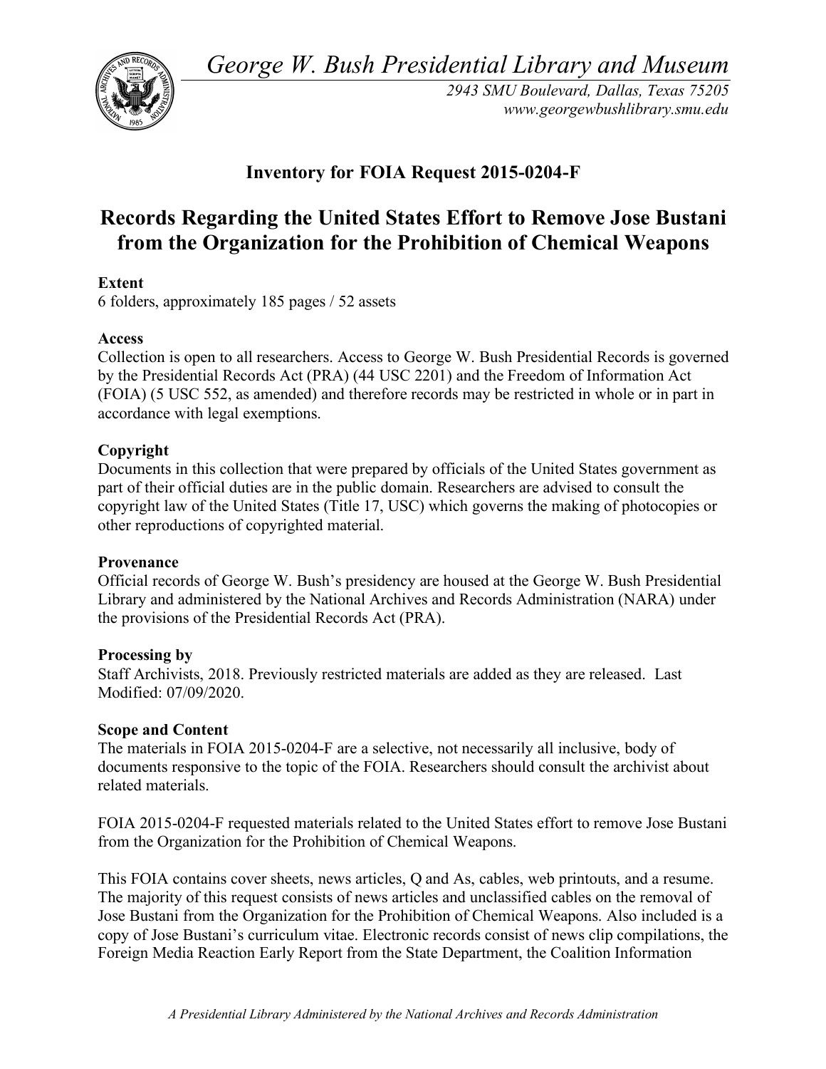*George W. Bush Presidential Library and Museum*

*2943 SMU Boulevard, Dallas, Texas 75205*
*www.georgewbushlibrary.smu.edu*

## Inventory for FOIA Request 2015-0204-F

# Records Regarding the United States Effort to Remove Jose Bustani from the Organization for the Prohibition of Chemical Weapons

**Extent**
6 folders, approximately 185 pages / 52 assets

**Access**
Collection is open to all researchers. Access to George W. Bush Presidential Records is governed by the Presidential Records Act (PRA) (44 USC 2201) and the Freedom of Information Act (FOIA) (5 USC 552, as amended) and therefore records may be restricted in whole or in part in accordance with legal exemptions.

**Copyright**
Documents in this collection that were prepared by officials of the United States government as part of their official duties are in the public domain. Researchers are advised to consult the copyright law of the United States (Title 17, USC) which governs the making of photocopies or other reproductions of copyrighted material.

**Provenance**
Official records of George W. Bush's presidency are housed at the George W. Bush Presidential Library and administered by the National Archives and Records Administration (NARA) under the provisions of the Presidential Records Act (PRA).

**Processing by**
Staff Archivists, 2018. Previously restricted materials are added as they are released. Last Modified: 07/09/2020.

**Scope and Content**
The materials in FOIA 2015-0204-F are a selective, not necessarily all inclusive, body of documents responsive to the topic of the FOIA. Researchers should consult the archivist about related materials.

FOIA 2015-0204-F requested materials related to the United States effort to remove Jose Bustani from the Organization for the Prohibition of Chemical Weapons.

This FOIA contains cover sheets, news articles, Q and As, cables, web printouts, and a resume. The majority of this request consists of news articles and unclassified cables on the removal of Jose Bustani from the Organization for the Prohibition of Chemical Weapons. Also included is a copy of Jose Bustani's curriculum vitae. Electronic records consist of news clip compilations, the Foreign Media Reaction Early Report from the State Department, the Coalition Information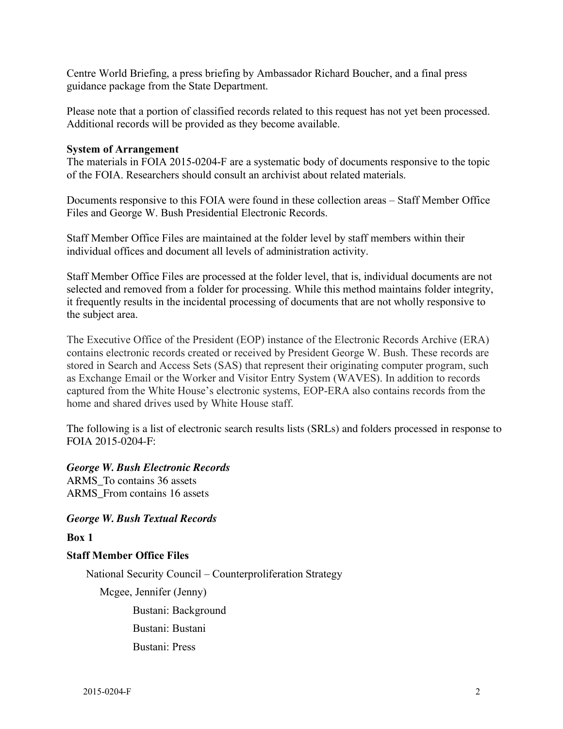Centre World Briefing, a press briefing by Ambassador Richard Boucher, and a final press guidance package from the State Department.

Please note that a portion of classified records related to this request has not yet been processed. Additional records will be provided as they become available.

**System of Arrangement**
The materials in FOIA 2015-0204-F are a systematic body of documents responsive to the topic of the FOIA. Researchers should consult an archivist about related materials.

Documents responsive to this FOIA were found in these collection areas – Staff Member Office Files and George W. Bush Presidential Electronic Records.

Staff Member Office Files are maintained at the folder level by staff members within their individual offices and document all levels of administration activity.

Staff Member Office Files are processed at the folder level, that is, individual documents are not selected and removed from a folder for processing. While this method maintains folder integrity, it frequently results in the incidental processing of documents that are not wholly responsive to the subject area.

The Executive Office of the President (EOP) instance of the Electronic Records Archive (ERA) contains electronic records created or received by President George W. Bush. These records are stored in Search and Access Sets (SAS) that represent their originating computer program, such as Exchange Email or the Worker and Visitor Entry System (WAVES). In addition to records captured from the White House's electronic systems, EOP-ERA also contains records from the home and shared drives used by White House staff.

The following is a list of electronic search results lists (SRLs) and folders processed in response to FOIA 2015-0204-F:

***George W. Bush Electronic Records***
ARMS_To contains 36 assets
ARMS_From contains 16 assets

***George W. Bush Textual Records***

**Box 1**

**Staff Member Office Files**

National Security Council – Counterproliferation Strategy

Mcgee, Jennifer (Jenny)

Bustani: Background

Bustani: Bustani

Bustani: Press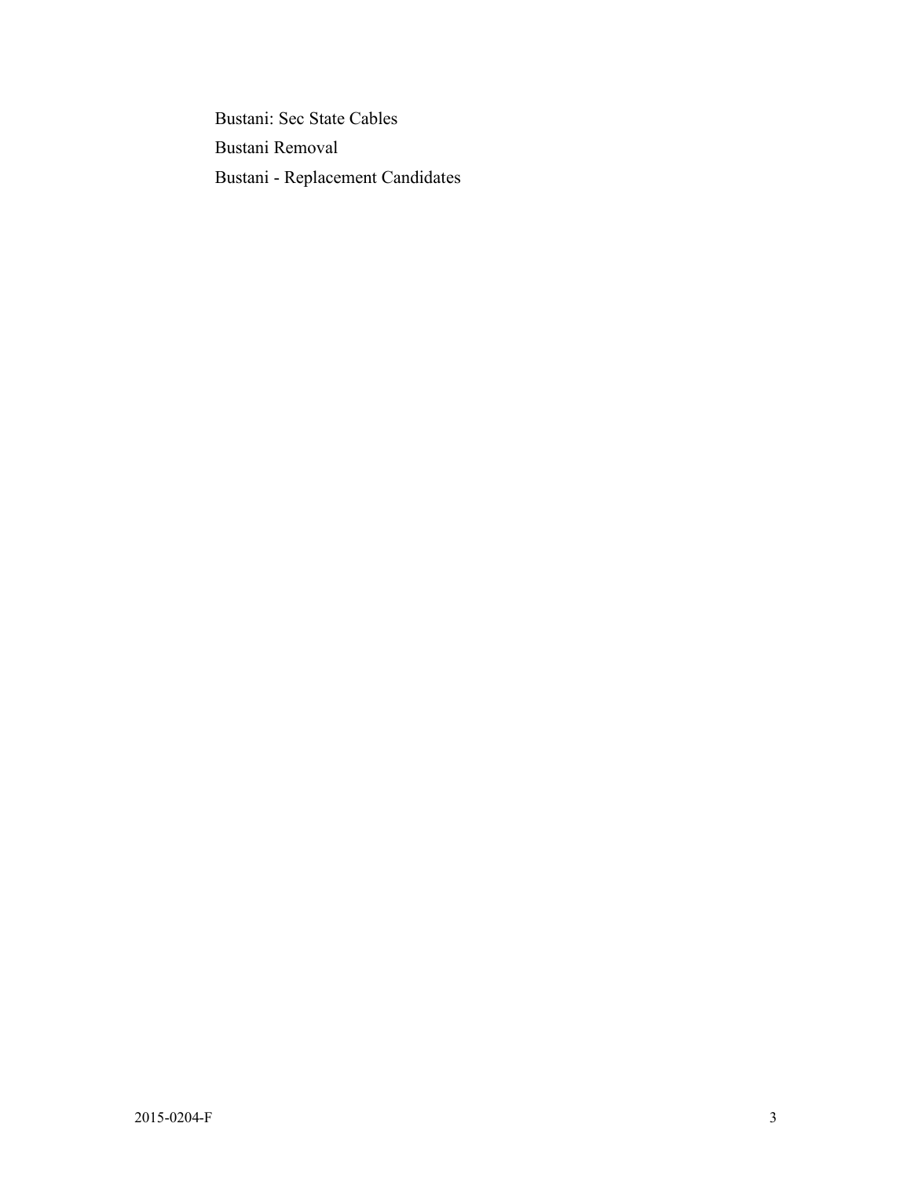Bustani: Sec State Cables

Bustani Removal

Bustani - Replacement Candidates